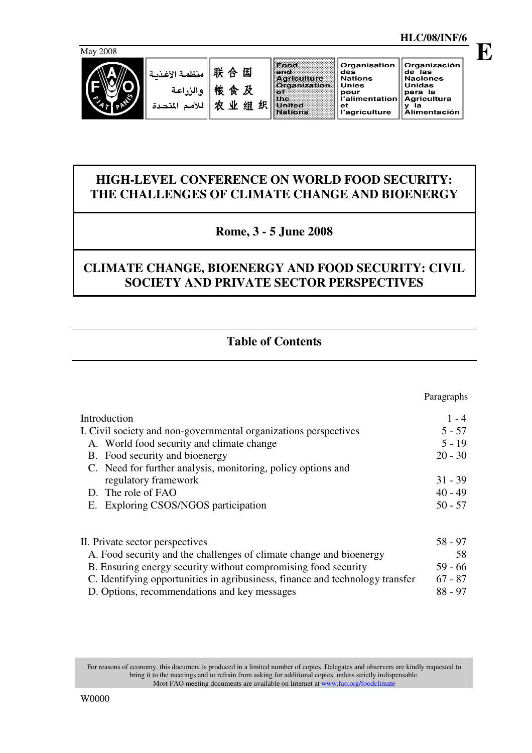HLC/08/INF/6

May 2008

E

منظمة الأغذية والزراعة للأمم المتحدة | 联合国粮食及农业组织 | Food and Agriculture Organization of the United Nations | Organisation des Nations Unies pour l'alimentation et l'agriculture | Organización de las Naciones Unidas para la Agricultura y la Alimentación

# HIGH-LEVEL CONFERENCE ON WORLD FOOD SECURITY: THE CHALLENGES OF CLIMATE CHANGE AND BIOENERGY

## Rome, 3 - 5 June 2008

# CLIMATE CHANGE, BIOENERGY AND FOOD SECURITY: CIVIL SOCIETY AND PRIVATE SECTOR PERSPECTIVES

## Table of Contents

| | Paragraphs |
|---|---|
| Introduction | 1 - 4 |
| I. Civil society and non-governmental organizations perspectives | 5 - 57 |
| A. World food security and climate change | 5 - 19 |
| B. Food security and bioenergy | 20 - 30 |
| C. Need for further analysis, monitoring, policy options and regulatory framework | 31 - 39 |
| D. The role of FAO | 40 - 49 |
| E. Exploring CSOS/NGOS participation | 50 - 57 |
| II. Private sector perspectives | 58 - 97 |
| A. Food security and the challenges of climate change and bioenergy | 58 |
| B. Ensuring energy security without compromising food security | 59 - 66 |
| C. Identifying opportunities in agribusiness, finance and technology transfer | 67 - 87 |
| D. Options, recommendations and key messages | 88 - 97 |

For reasons of economy, this document is produced in a limited number of copies. Delegates and observers are kindly requested to bring it to the meetings and to refrain from asking for additional copies, unless strictly indispensable. Most FAO meeting documents are available on Internet at www.fao.org/foodclimate

W0000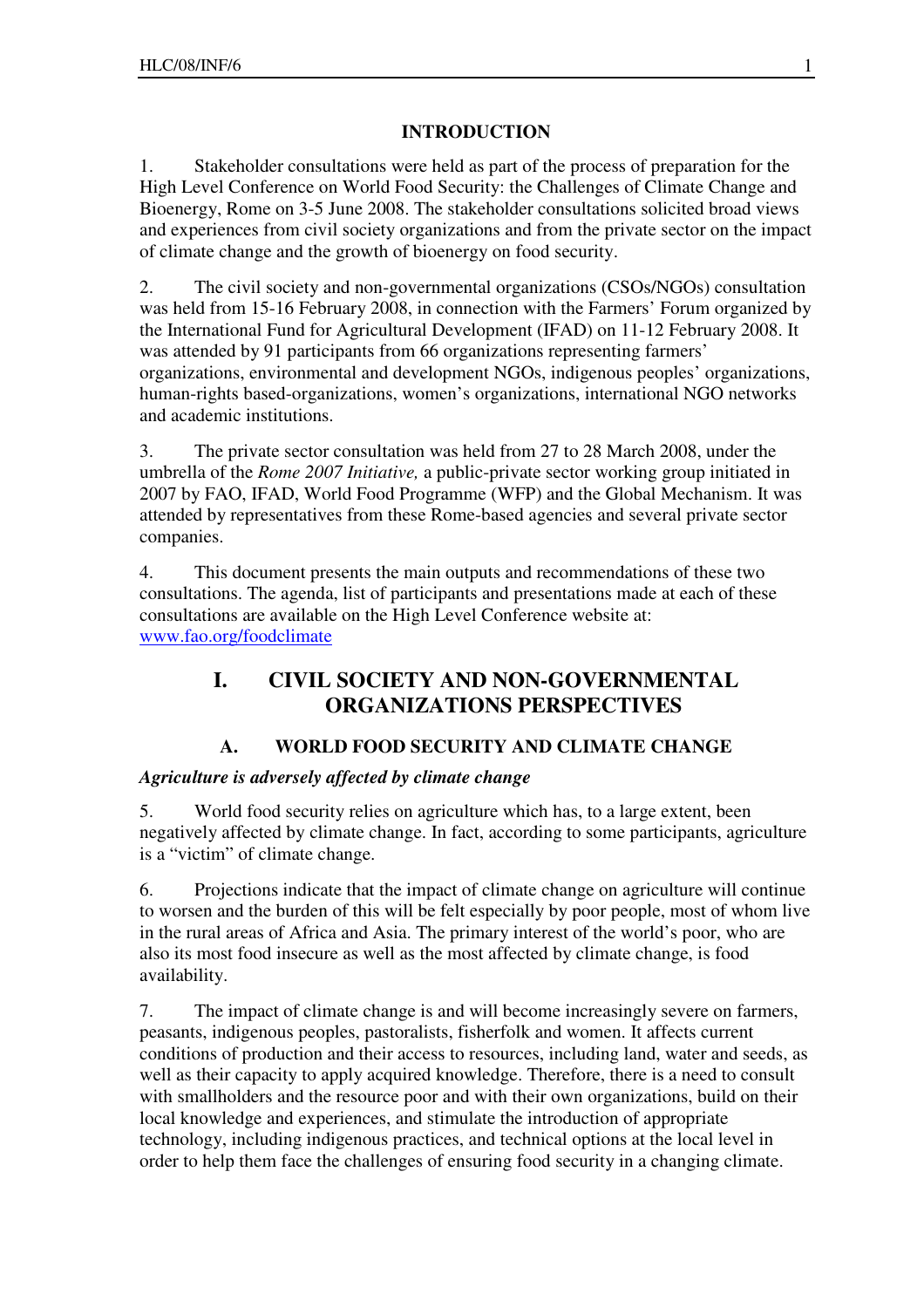## INTRODUCTION

1. Stakeholder consultations were held as part of the process of preparation for the High Level Conference on World Food Security: the Challenges of Climate Change and Bioenergy, Rome on 3-5 June 2008. The stakeholder consultations solicited broad views and experiences from civil society organizations and from the private sector on the impact of climate change and the growth of bioenergy on food security.

2. The civil society and non-governmental organizations (CSOs/NGOs) consultation was held from 15-16 February 2008, in connection with the Farmers' Forum organized by the International Fund for Agricultural Development (IFAD) on 11-12 February 2008. It was attended by 91 participants from 66 organizations representing farmers' organizations, environmental and development NGOs, indigenous peoples' organizations, human-rights based-organizations, women's organizations, international NGO networks and academic institutions.

3. The private sector consultation was held from 27 to 28 March 2008, under the umbrella of the *Rome 2007 Initiative,* a public-private sector working group initiated in 2007 by FAO, IFAD, World Food Programme (WFP) and the Global Mechanism. It was attended by representatives from these Rome-based agencies and several private sector companies.

4. This document presents the main outputs and recommendations of these two consultations. The agenda, list of participants and presentations made at each of these consultations are available on the High Level Conference website at: www.fao.org/foodclimate

# I. CIVIL SOCIETY AND NON-GOVERNMENTAL ORGANIZATIONS PERSPECTIVES

## A. WORLD FOOD SECURITY AND CLIMATE CHANGE

### *Agriculture is adversely affected by climate change*

5. World food security relies on agriculture which has, to a large extent, been negatively affected by climate change. In fact, according to some participants, agriculture is a "victim" of climate change.

6. Projections indicate that the impact of climate change on agriculture will continue to worsen and the burden of this will be felt especially by poor people, most of whom live in the rural areas of Africa and Asia. The primary interest of the world's poor, who are also its most food insecure as well as the most affected by climate change, is food availability.

7. The impact of climate change is and will become increasingly severe on farmers, peasants, indigenous peoples, pastoralists, fisherfolk and women. It affects current conditions of production and their access to resources, including land, water and seeds, as well as their capacity to apply acquired knowledge. Therefore, there is a need to consult with smallholders and the resource poor and with their own organizations, build on their local knowledge and experiences, and stimulate the introduction of appropriate technology, including indigenous practices, and technical options at the local level in order to help them face the challenges of ensuring food security in a changing climate.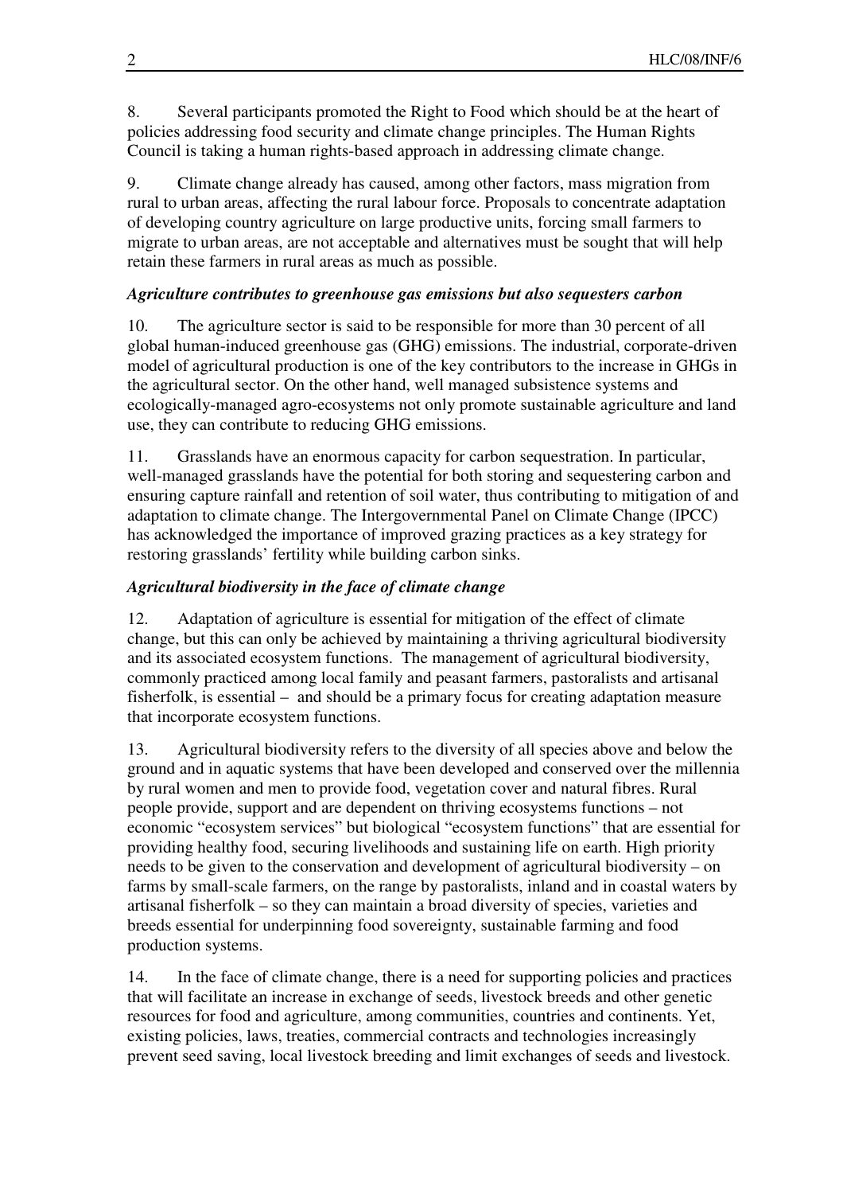8. Several participants promoted the Right to Food which should be at the heart of policies addressing food security and climate change principles. The Human Rights Council is taking a human rights-based approach in addressing climate change.

9. Climate change already has caused, among other factors, mass migration from rural to urban areas, affecting the rural labour force. Proposals to concentrate adaptation of developing country agriculture on large productive units, forcing small farmers to migrate to urban areas, are not acceptable and alternatives must be sought that will help retain these farmers in rural areas as much as possible.

### *Agriculture contributes to greenhouse gas emissions but also sequesters carbon*

10. The agriculture sector is said to be responsible for more than 30 percent of all global human-induced greenhouse gas (GHG) emissions. The industrial, corporate-driven model of agricultural production is one of the key contributors to the increase in GHGs in the agricultural sector. On the other hand, well managed subsistence systems and ecologically-managed agro-ecosystems not only promote sustainable agriculture and land use, they can contribute to reducing GHG emissions.

11. Grasslands have an enormous capacity for carbon sequestration. In particular, well-managed grasslands have the potential for both storing and sequestering carbon and ensuring capture rainfall and retention of soil water, thus contributing to mitigation of and adaptation to climate change. The Intergovernmental Panel on Climate Change (IPCC) has acknowledged the importance of improved grazing practices as a key strategy for restoring grasslands' fertility while building carbon sinks.

### *Agricultural biodiversity in the face of climate change*

12. Adaptation of agriculture is essential for mitigation of the effect of climate change, but this can only be achieved by maintaining a thriving agricultural biodiversity and its associated ecosystem functions. The management of agricultural biodiversity, commonly practiced among local family and peasant farmers, pastoralists and artisanal fisherfolk, is essential – and should be a primary focus for creating adaptation measure that incorporate ecosystem functions.

13. Agricultural biodiversity refers to the diversity of all species above and below the ground and in aquatic systems that have been developed and conserved over the millennia by rural women and men to provide food, vegetation cover and natural fibres. Rural people provide, support and are dependent on thriving ecosystems functions – not economic "ecosystem services" but biological "ecosystem functions" that are essential for providing healthy food, securing livelihoods and sustaining life on earth. High priority needs to be given to the conservation and development of agricultural biodiversity – on farms by small-scale farmers, on the range by pastoralists, inland and in coastal waters by artisanal fisherfolk – so they can maintain a broad diversity of species, varieties and breeds essential for underpinning food sovereignty, sustainable farming and food production systems.

14. In the face of climate change, there is a need for supporting policies and practices that will facilitate an increase in exchange of seeds, livestock breeds and other genetic resources for food and agriculture, among communities, countries and continents. Yet, existing policies, laws, treaties, commercial contracts and technologies increasingly prevent seed saving, local livestock breeding and limit exchanges of seeds and livestock.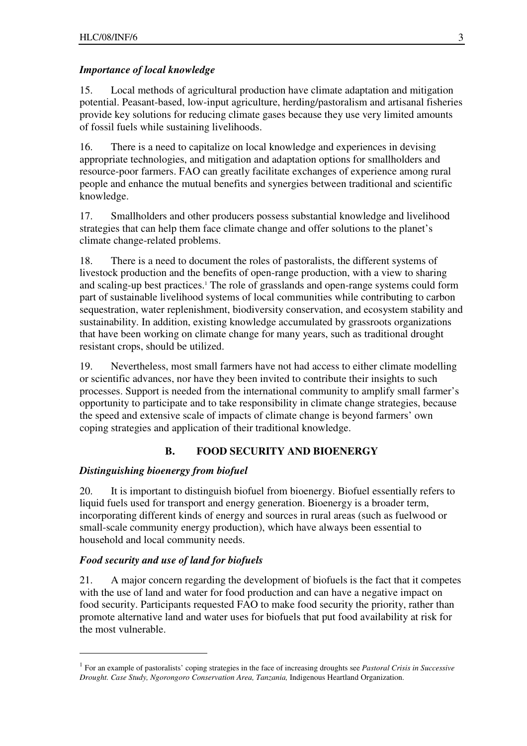### *Importance of local knowledge*

15. Local methods of agricultural production have climate adaptation and mitigation potential. Peasant-based, low-input agriculture, herding/pastoralism and artisanal fisheries provide key solutions for reducing climate gases because they use very limited amounts of fossil fuels while sustaining livelihoods.

16. There is a need to capitalize on local knowledge and experiences in devising appropriate technologies, and mitigation and adaptation options for smallholders and resource-poor farmers. FAO can greatly facilitate exchanges of experience among rural people and enhance the mutual benefits and synergies between traditional and scientific knowledge.

17. Smallholders and other producers possess substantial knowledge and livelihood strategies that can help them face climate change and offer solutions to the planet's climate change-related problems.

18. There is a need to document the roles of pastoralists, the different systems of livestock production and the benefits of open-range production, with a view to sharing and scaling-up best practices.[1] The role of grasslands and open-range systems could form part of sustainable livelihood systems of local communities while contributing to carbon sequestration, water replenishment, biodiversity conservation, and ecosystem stability and sustainability. In addition, existing knowledge accumulated by grassroots organizations that have been working on climate change for many years, such as traditional drought resistant crops, should be utilized.

19. Nevertheless, most small farmers have not had access to either climate modelling or scientific advances, nor have they been invited to contribute their insights to such processes. Support is needed from the international community to amplify small farmer's opportunity to participate and to take responsibility in climate change strategies, because the speed and extensive scale of impacts of climate change is beyond farmers' own coping strategies and application of their traditional knowledge.

## B. FOOD SECURITY AND BIOENERGY

### *Distinguishing bioenergy from biofuel*

20. It is important to distinguish biofuel from bioenergy. Biofuel essentially refers to liquid fuels used for transport and energy generation. Bioenergy is a broader term, incorporating different kinds of energy and sources in rural areas (such as fuelwood or small-scale community energy production), which have always been essential to household and local community needs.

### *Food security and use of land for biofuels*

21. A major concern regarding the development of biofuels is the fact that it competes with the use of land and water for food production and can have a negative impact on food security. Participants requested FAO to make food security the priority, rather than promote alternative land and water uses for biofuels that put food availability at risk for the most vulnerable.

---

[1] For an example of pastoralists' coping strategies in the face of increasing droughts see *Pastoral Crisis in Successive Drought. Case Study, Ngorongoro Conservation Area, Tanzania,* Indigenous Heartland Organization.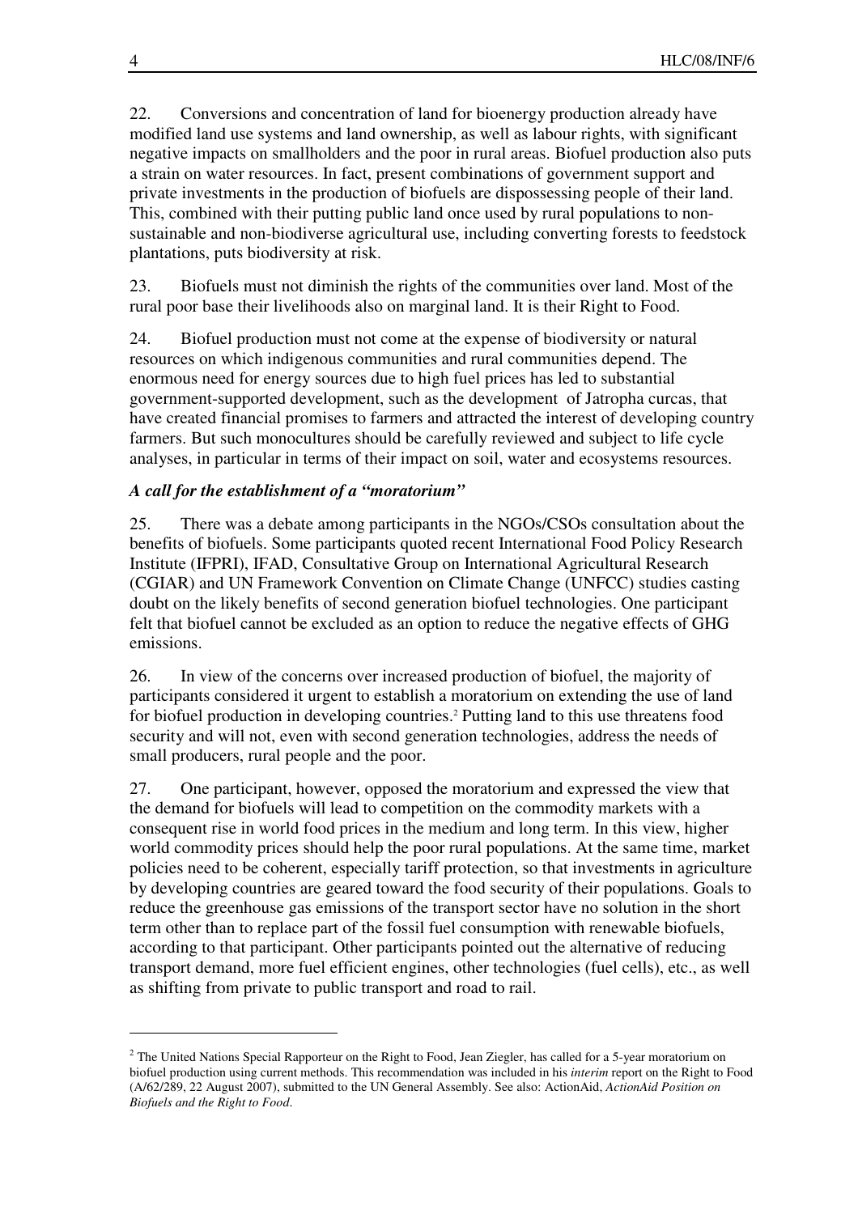22. Conversions and concentration of land for bioenergy production already have modified land use systems and land ownership, as well as labour rights, with significant negative impacts on smallholders and the poor in rural areas. Biofuel production also puts a strain on water resources. In fact, present combinations of government support and private investments in the production of biofuels are dispossessing people of their land. This, combined with their putting public land once used by rural populations to non-sustainable and non-biodiverse agricultural use, including converting forests to feedstock plantations, puts biodiversity at risk.

23. Biofuels must not diminish the rights of the communities over land. Most of the rural poor base their livelihoods also on marginal land. It is their Right to Food.

24. Biofuel production must not come at the expense of biodiversity or natural resources on which indigenous communities and rural communities depend. The enormous need for energy sources due to high fuel prices has led to substantial government-supported development, such as the development of Jatropha curcas, that have created financial promises to farmers and attracted the interest of developing country farmers. But such monocultures should be carefully reviewed and subject to life cycle analyses, in particular in terms of their impact on soil, water and ecosystems resources.

### *A call for the establishment of a "moratorium"*

25. There was a debate among participants in the NGOs/CSOs consultation about the benefits of biofuels. Some participants quoted recent International Food Policy Research Institute (IFPRI), IFAD, Consultative Group on International Agricultural Research (CGIAR) and UN Framework Convention on Climate Change (UNFCC) studies casting doubt on the likely benefits of second generation biofuel technologies. One participant felt that biofuel cannot be excluded as an option to reduce the negative effects of GHG emissions.

26. In view of the concerns over increased production of biofuel, the majority of participants considered it urgent to establish a moratorium on extending the use of land for biofuel production in developing countries.[2] Putting land to this use threatens food security and will not, even with second generation technologies, address the needs of small producers, rural people and the poor.

27. One participant, however, opposed the moratorium and expressed the view that the demand for biofuels will lead to competition on the commodity markets with a consequent rise in world food prices in the medium and long term. In this view, higher world commodity prices should help the poor rural populations. At the same time, market policies need to be coherent, especially tariff protection, so that investments in agriculture by developing countries are geared toward the food security of their populations. Goals to reduce the greenhouse gas emissions of the transport sector have no solution in the short term other than to replace part of the fossil fuel consumption with renewable biofuels, according to that participant. Other participants pointed out the alternative of reducing transport demand, more fuel efficient engines, other technologies (fuel cells), etc., as well as shifting from private to public transport and road to rail.

---

[2] The United Nations Special Rapporteur on the Right to Food, Jean Ziegler, has called for a 5-year moratorium on biofuel production using current methods. This recommendation was included in his *interim* report on the Right to Food (A/62/289, 22 August 2007), submitted to the UN General Assembly. See also: ActionAid, *ActionAid Position on Biofuels and the Right to Food*.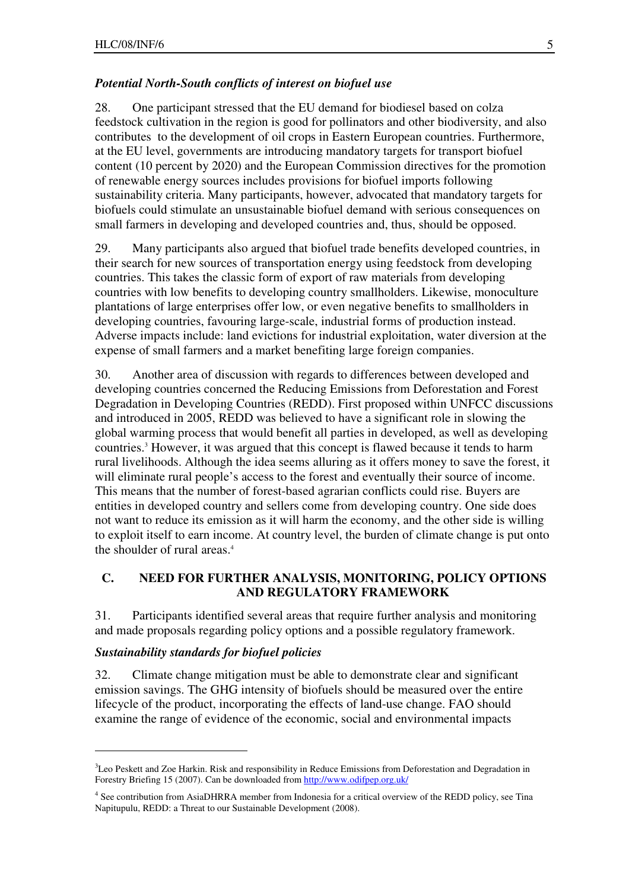### *Potential North-South conflicts of interest on biofuel use*

28. One participant stressed that the EU demand for biodiesel based on colza feedstock cultivation in the region is good for pollinators and other biodiversity, and also contributes to the development of oil crops in Eastern European countries. Furthermore, at the EU level, governments are introducing mandatory targets for transport biofuel content (10 percent by 2020) and the European Commission directives for the promotion of renewable energy sources includes provisions for biofuel imports following sustainability criteria. Many participants, however, advocated that mandatory targets for biofuels could stimulate an unsustainable biofuel demand with serious consequences on small farmers in developing and developed countries and, thus, should be opposed.

29. Many participants also argued that biofuel trade benefits developed countries, in their search for new sources of transportation energy using feedstock from developing countries. This takes the classic form of export of raw materials from developing countries with low benefits to developing country smallholders. Likewise, monoculture plantations of large enterprises offer low, or even negative benefits to smallholders in developing countries, favouring large-scale, industrial forms of production instead. Adverse impacts include: land evictions for industrial exploitation, water diversion at the expense of small farmers and a market benefiting large foreign companies.

30. Another area of discussion with regards to differences between developed and developing countries concerned the Reducing Emissions from Deforestation and Forest Degradation in Developing Countries (REDD). First proposed within UNFCCC discussions and introduced in 2005, REDD was believed to have a significant role in slowing the global warming process that would benefit all parties in developed, as well as developing countries.[3] However, it was argued that this concept is flawed because it tends to harm rural livelihoods. Although the idea seems alluring as it offers money to save the forest, it will eliminate rural people's access to the forest and eventually their source of income. This means that the number of forest-based agrarian conflicts could rise. Buyers are entities in developed country and sellers come from developing country. One side does not want to reduce its emission as it will harm the economy, and the other side is willing to exploit itself to earn income. At country level, the burden of climate change is put onto the shoulder of rural areas.[4]

## C. NEED FOR FURTHER ANALYSIS, MONITORING, POLICY OPTIONS AND REGULATORY FRAMEWORK

31. Participants identified several areas that require further analysis and monitoring and made proposals regarding policy options and a possible regulatory framework.

### *Sustainability standards for biofuel policies*

32. Climate change mitigation must be able to demonstrate clear and significant emission savings. The GHG intensity of biofuels should be measured over the entire lifecycle of the product, incorporating the effects of land-use change. FAO should examine the range of evidence of the economic, social and environmental impacts

---

[3] Leo Peskett and Zoe Harkin. Risk and responsibility in Reduce Emissions from Deforestation and Degradation in Forestry Briefing 15 (2007). Can be downloaded from http://www.odifpep.org.uk/

[4] See contribution from AsiaDHRRA member from Indonesia for a critical overview of the REDD policy, see Tina Napitupulu, REDD: a Threat to our Sustainable Development (2008).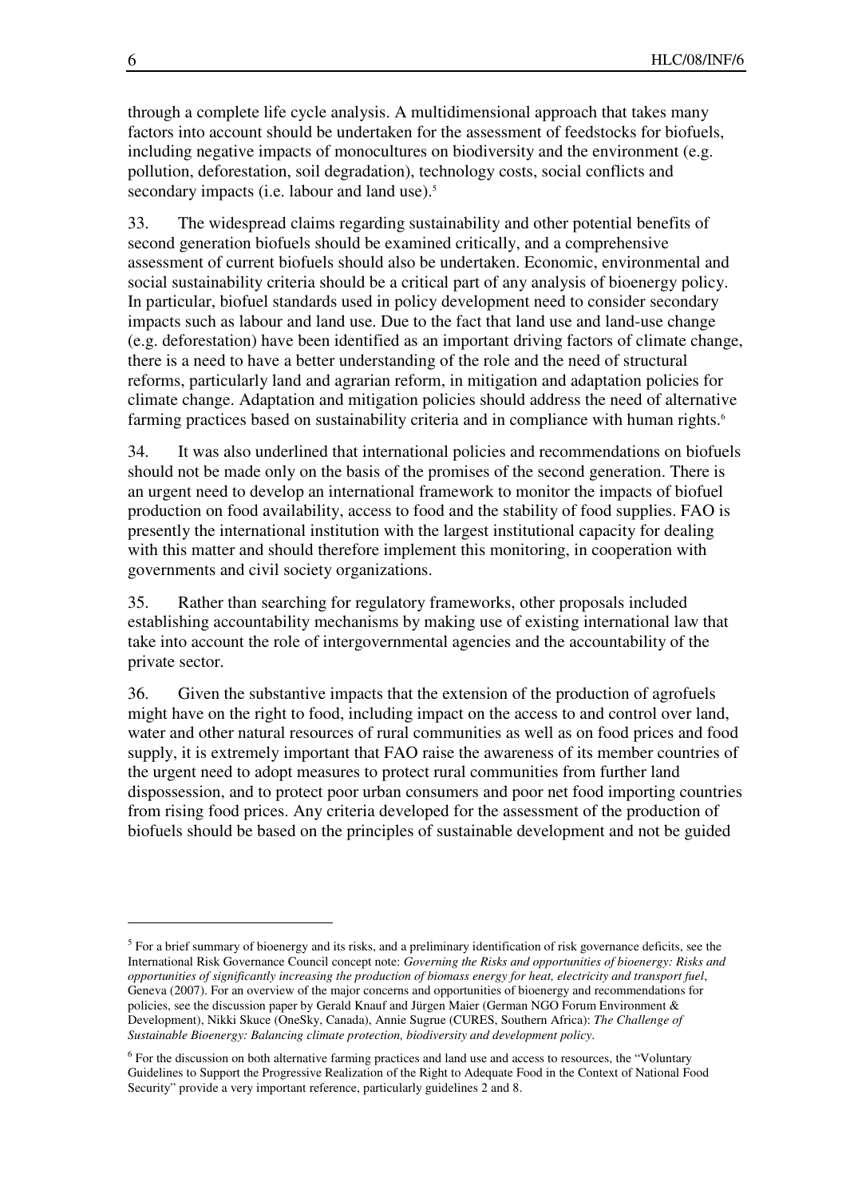through a complete life cycle analysis. A multidimensional approach that takes many factors into account should be undertaken for the assessment of feedstocks for biofuels, including negative impacts of monocultures on biodiversity and the environment (e.g. pollution, deforestation, soil degradation), technology costs, social conflicts and secondary impacts (i.e. labour and land use).[5]

33. The widespread claims regarding sustainability and other potential benefits of second generation biofuels should be examined critically, and a comprehensive assessment of current biofuels should also be undertaken. Economic, environmental and social sustainability criteria should be a critical part of any analysis of bioenergy policy. In particular, biofuel standards used in policy development need to consider secondary impacts such as labour and land use. Due to the fact that land use and land-use change (e.g. deforestation) have been identified as an important driving factors of climate change, there is a need to have a better understanding of the role and the need of structural reforms, particularly land and agrarian reform, in mitigation and adaptation policies for climate change. Adaptation and mitigation policies should address the need of alternative farming practices based on sustainability criteria and in compliance with human rights.[6]

34. It was also underlined that international policies and recommendations on biofuels should not be made only on the basis of the promises of the second generation. There is an urgent need to develop an international framework to monitor the impacts of biofuel production on food availability, access to food and the stability of food supplies. FAO is presently the international institution with the largest institutional capacity for dealing with this matter and should therefore implement this monitoring, in cooperation with governments and civil society organizations.

35. Rather than searching for regulatory frameworks, other proposals included establishing accountability mechanisms by making use of existing international law that take into account the role of intergovernmental agencies and the accountability of the private sector.

36. Given the substantive impacts that the extension of the production of agrofuels might have on the right to food, including impact on the access to and control over land, water and other natural resources of rural communities as well as on food prices and food supply, it is extremely important that FAO raise the awareness of its member countries of the urgent need to adopt measures to protect rural communities from further land dispossession, and to protect poor urban consumers and poor net food importing countries from rising food prices. Any criteria developed for the assessment of the production of biofuels should be based on the principles of sustainable development and not be guided

---

[5] For a brief summary of bioenergy and its risks, and a preliminary identification of risk governance deficits, see the International Risk Governance Council concept note: *Governing the Risks and opportunities of bioenergy: Risks and opportunities of significantly increasing the production of biomass energy for heat, electricity and transport fuel*, Geneva (2007). For an overview of the major concerns and opportunities of bioenergy and recommendations for policies, see the discussion paper by Gerald Knauf and Jürgen Maier (German NGO Forum Environment & Development), Nikki Skuce (OneSky, Canada), Annie Sugrue (CURES, Southern Africa): *The Challenge of Sustainable Bioenergy: Balancing climate protection, biodiversity and development policy*.

[6] For the discussion on both alternative farming practices and land use and access to resources, the "Voluntary Guidelines to Support the Progressive Realization of the Right to Adequate Food in the Context of National Food Security" provide a very important reference, particularly guidelines 2 and 8.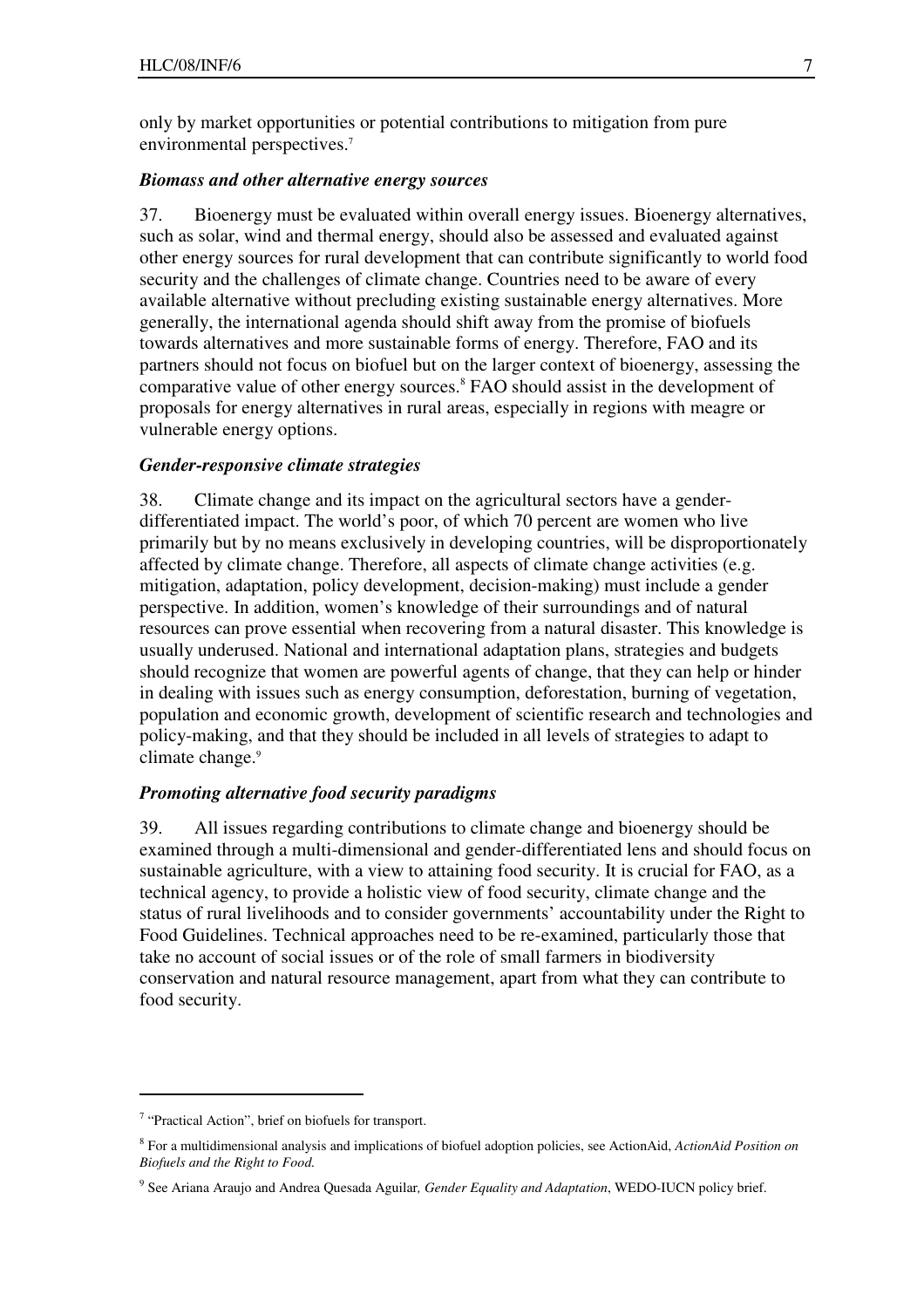only by market opportunities or potential contributions to mitigation from pure environmental perspectives.[7]

### *Biomass and other alternative energy sources*

37. Bioenergy must be evaluated within overall energy issues. Bioenergy alternatives, such as solar, wind and thermal energy, should also be assessed and evaluated against other energy sources for rural development that can contribute significantly to world food security and the challenges of climate change. Countries need to be aware of every available alternative without precluding existing sustainable energy alternatives. More generally, the international agenda should shift away from the promise of biofuels towards alternatives and more sustainable forms of energy. Therefore, FAO and its partners should not focus on biofuel but on the larger context of bioenergy, assessing the comparative value of other energy sources.[8] FAO should assist in the development of proposals for energy alternatives in rural areas, especially in regions with meagre or vulnerable energy options.

### *Gender-responsive climate strategies*

38. Climate change and its impact on the agricultural sectors have a gender-differentiated impact. The world's poor, of which 70 percent are women who live primarily but by no means exclusively in developing countries, will be disproportionately affected by climate change. Therefore, all aspects of climate change activities (e.g. mitigation, adaptation, policy development, decision-making) must include a gender perspective. In addition, women's knowledge of their surroundings and of natural resources can prove essential when recovering from a natural disaster. This knowledge is usually underused. National and international adaptation plans, strategies and budgets should recognize that women are powerful agents of change, that they can help or hinder in dealing with issues such as energy consumption, deforestation, burning of vegetation, population and economic growth, development of scientific research and technologies and policy-making, and that they should be included in all levels of strategies to adapt to climate change.[9]

### *Promoting alternative food security paradigms*

39. All issues regarding contributions to climate change and bioenergy should be examined through a multi-dimensional and gender-differentiated lens and should focus on sustainable agriculture, with a view to attaining food security. It is crucial for FAO, as a technical agency, to provide a holistic view of food security, climate change and the status of rural livelihoods and to consider governments' accountability under the Right to Food Guidelines. Technical approaches need to be re-examined, particularly those that take no account of social issues or of the role of small farmers in biodiversity conservation and natural resource management, apart from what they can contribute to food security.

---

[7] "Practical Action", brief on biofuels for transport.

[8] For a multidimensional analysis and implications of biofuel adoption policies, see ActionAid, *ActionAid Position on Biofuels and the Right to Food.*

[9] See Ariana Araujo and Andrea Quesada Aguilar*, Gender Equality and Adaptation*, WEDO-IUCN policy brief.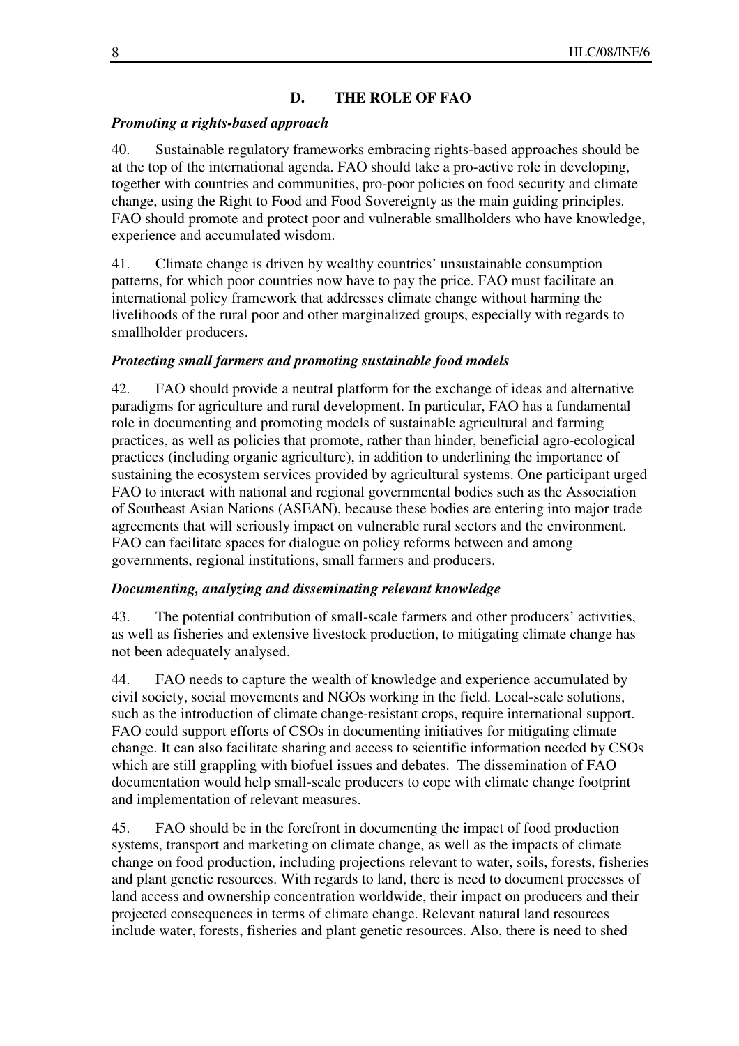## D. THE ROLE OF FAO

### *Promoting a rights-based approach*

40. Sustainable regulatory frameworks embracing rights-based approaches should be at the top of the international agenda. FAO should take a pro-active role in developing, together with countries and communities, pro-poor policies on food security and climate change, using the Right to Food and Food Sovereignty as the main guiding principles. FAO should promote and protect poor and vulnerable smallholders who have knowledge, experience and accumulated wisdom.

41. Climate change is driven by wealthy countries' unsustainable consumption patterns, for which poor countries now have to pay the price. FAO must facilitate an international policy framework that addresses climate change without harming the livelihoods of the rural poor and other marginalized groups, especially with regards to smallholder producers.

### *Protecting small farmers and promoting sustainable food models*

42. FAO should provide a neutral platform for the exchange of ideas and alternative paradigms for agriculture and rural development. In particular, FAO has a fundamental role in documenting and promoting models of sustainable agricultural and farming practices, as well as policies that promote, rather than hinder, beneficial agro-ecological practices (including organic agriculture), in addition to underlining the importance of sustaining the ecosystem services provided by agricultural systems. One participant urged FAO to interact with national and regional governmental bodies such as the Association of Southeast Asian Nations (ASEAN), because these bodies are entering into major trade agreements that will seriously impact on vulnerable rural sectors and the environment. FAO can facilitate spaces for dialogue on policy reforms between and among governments, regional institutions, small farmers and producers.

### *Documenting, analyzing and disseminating relevant knowledge*

43. The potential contribution of small-scale farmers and other producers' activities, as well as fisheries and extensive livestock production, to mitigating climate change has not been adequately analysed.

44. FAO needs to capture the wealth of knowledge and experience accumulated by civil society, social movements and NGOs working in the field. Local-scale solutions, such as the introduction of climate change-resistant crops, require international support. FAO could support efforts of CSOs in documenting initiatives for mitigating climate change. It can also facilitate sharing and access to scientific information needed by CSOs which are still grappling with biofuel issues and debates. The dissemination of FAO documentation would help small-scale producers to cope with climate change footprint and implementation of relevant measures.

45. FAO should be in the forefront in documenting the impact of food production systems, transport and marketing on climate change, as well as the impacts of climate change on food production, including projections relevant to water, soils, forests, fisheries and plant genetic resources. With regards to land, there is need to document processes of land access and ownership concentration worldwide, their impact on producers and their projected consequences in terms of climate change. Relevant natural land resources include water, forests, fisheries and plant genetic resources. Also, there is need to shed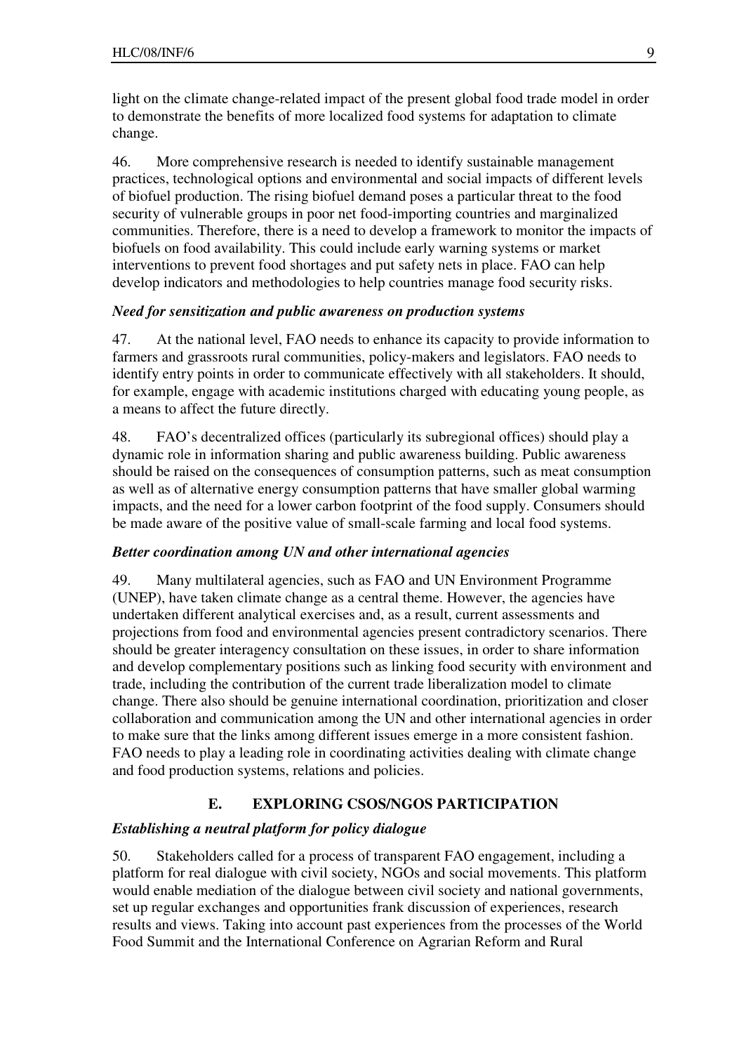light on the climate change-related impact of the present global food trade model in order to demonstrate the benefits of more localized food systems for adaptation to climate change.

46. More comprehensive research is needed to identify sustainable management practices, technological options and environmental and social impacts of different levels of biofuel production. The rising biofuel demand poses a particular threat to the food security of vulnerable groups in poor net food-importing countries and marginalized communities. Therefore, there is a need to develop a framework to monitor the impacts of biofuels on food availability. This could include early warning systems or market interventions to prevent food shortages and put safety nets in place. FAO can help develop indicators and methodologies to help countries manage food security risks.

***Need for sensitization and public awareness on production systems***

47. At the national level, FAO needs to enhance its capacity to provide information to farmers and grassroots rural communities, policy-makers and legislators. FAO needs to identify entry points in order to communicate effectively with all stakeholders. It should, for example, engage with academic institutions charged with educating young people, as a means to affect the future directly.

48. FAO's decentralized offices (particularly its subregional offices) should play a dynamic role in information sharing and public awareness building. Public awareness should be raised on the consequences of consumption patterns, such as meat consumption as well as of alternative energy consumption patterns that have smaller global warming impacts, and the need for a lower carbon footprint of the food supply. Consumers should be made aware of the positive value of small-scale farming and local food systems.

***Better coordination among UN and other international agencies***

49. Many multilateral agencies, such as FAO and UN Environment Programme (UNEP), have taken climate change as a central theme. However, the agencies have undertaken different analytical exercises and, as a result, current assessments and projections from food and environmental agencies present contradictory scenarios. There should be greater interagency consultation on these issues, in order to share information and develop complementary positions such as linking food security with environment and trade, including the contribution of the current trade liberalization model to climate change. There also should be genuine international coordination, prioritization and closer collaboration and communication among the UN and other international agencies in order to make sure that the links among different issues emerge in a more consistent fashion. FAO needs to play a leading role in coordinating activities dealing with climate change and food production systems, relations and policies.

## E. EXPLORING CSOS/NGOS PARTICIPATION

***Establishing a neutral platform for policy dialogue***

50. Stakeholders called for a process of transparent FAO engagement, including a platform for real dialogue with civil society, NGOs and social movements. This platform would enable mediation of the dialogue between civil society and national governments, set up regular exchanges and opportunities frank discussion of experiences, research results and views. Taking into account past experiences from the processes of the World Food Summit and the International Conference on Agrarian Reform and Rural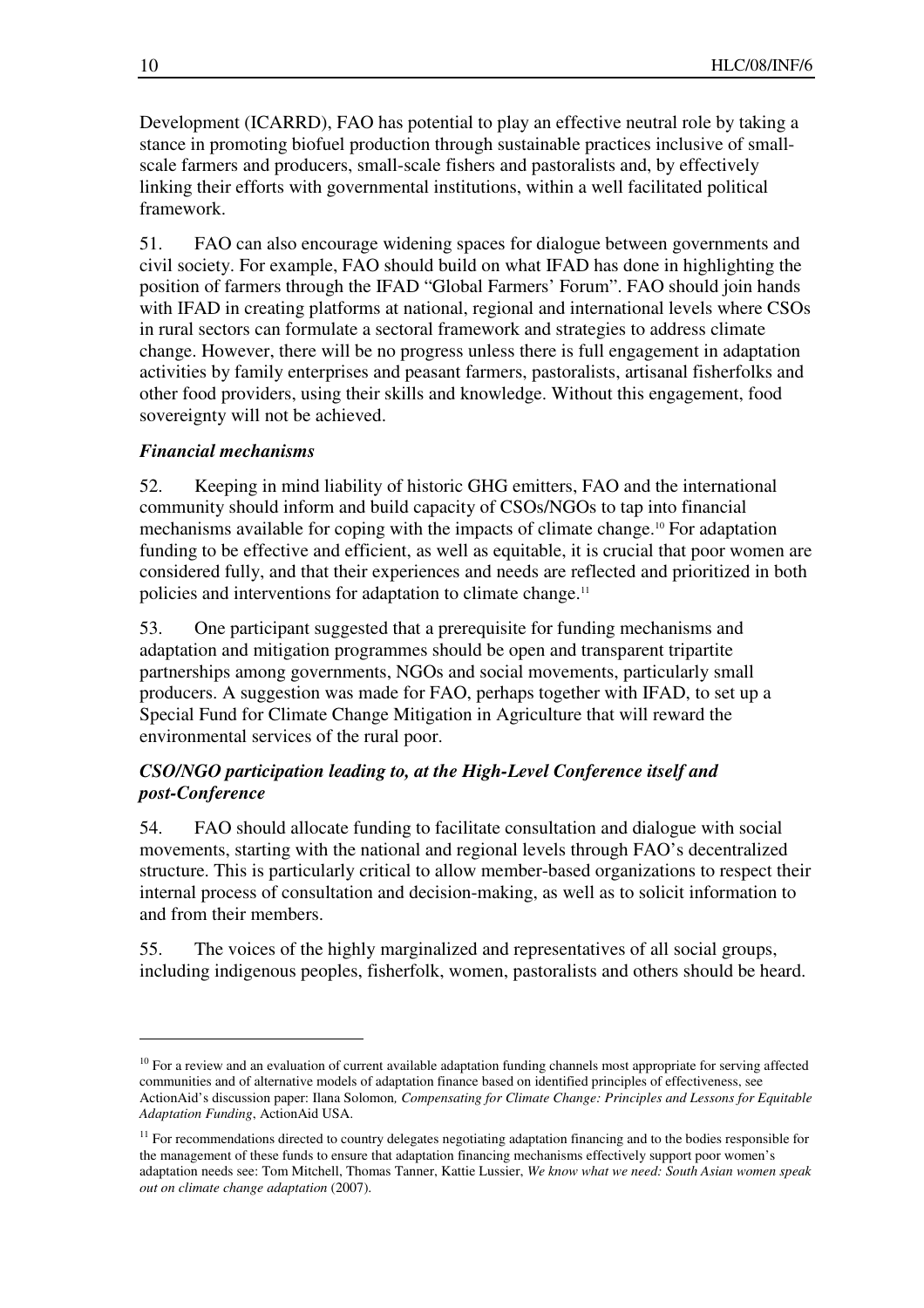Development (ICARRD), FAO has potential to play an effective neutral role by taking a stance in promoting biofuel production through sustainable practices inclusive of small-scale farmers and producers, small-scale fishers and pastoralists and, by effectively linking their efforts with governmental institutions, within a well facilitated political framework.

51. FAO can also encourage widening spaces for dialogue between governments and civil society. For example, FAO should build on what IFAD has done in highlighting the position of farmers through the IFAD "Global Farmers' Forum". FAO should join hands with IFAD in creating platforms at national, regional and international levels where CSOs in rural sectors can formulate a sectoral framework and strategies to address climate change. However, there will be no progress unless there is full engagement in adaptation activities by family enterprises and peasant farmers, pastoralists, artisanal fisherfolks and other food providers, using their skills and knowledge. Without this engagement, food sovereignty will not be achieved.

### *Financial mechanisms*

52. Keeping in mind liability of historic GHG emitters, FAO and the international community should inform and build capacity of CSOs/NGOs to tap into financial mechanisms available for coping with the impacts of climate change.[10] For adaptation funding to be effective and efficient, as well as equitable, it is crucial that poor women are considered fully, and that their experiences and needs are reflected and prioritized in both policies and interventions for adaptation to climate change.[11]

53. One participant suggested that a prerequisite for funding mechanisms and adaptation and mitigation programmes should be open and transparent tripartite partnerships among governments, NGOs and social movements, particularly small producers. A suggestion was made for FAO, perhaps together with IFAD, to set up a Special Fund for Climate Change Mitigation in Agriculture that will reward the environmental services of the rural poor.

### *CSO/NGO participation leading to, at the High-Level Conference itself and post-Conference*

54. FAO should allocate funding to facilitate consultation and dialogue with social movements, starting with the national and regional levels through FAO's decentralized structure. This is particularly critical to allow member-based organizations to respect their internal process of consultation and decision-making, as well as to solicit information to and from their members.

55. The voices of the highly marginalized and representatives of all social groups, including indigenous peoples, fisherfolk, women, pastoralists and others should be heard.

---

[10] For a review and an evaluation of current available adaptation funding channels most appropriate for serving affected communities and of alternative models of adaptation finance based on identified principles of effectiveness, see ActionAid's discussion paper: Ilana Solomon*, Compensating for Climate Change: Principles and Lessons for Equitable Adaptation Funding*, ActionAid USA.

[11] For recommendations directed to country delegates negotiating adaptation financing and to the bodies responsible for the management of these funds to ensure that adaptation financing mechanisms effectively support poor women's adaptation needs see: Tom Mitchell, Thomas Tanner, Kattie Lussier, *We know what we need: South Asian women speak out on climate change adaptation* (2007).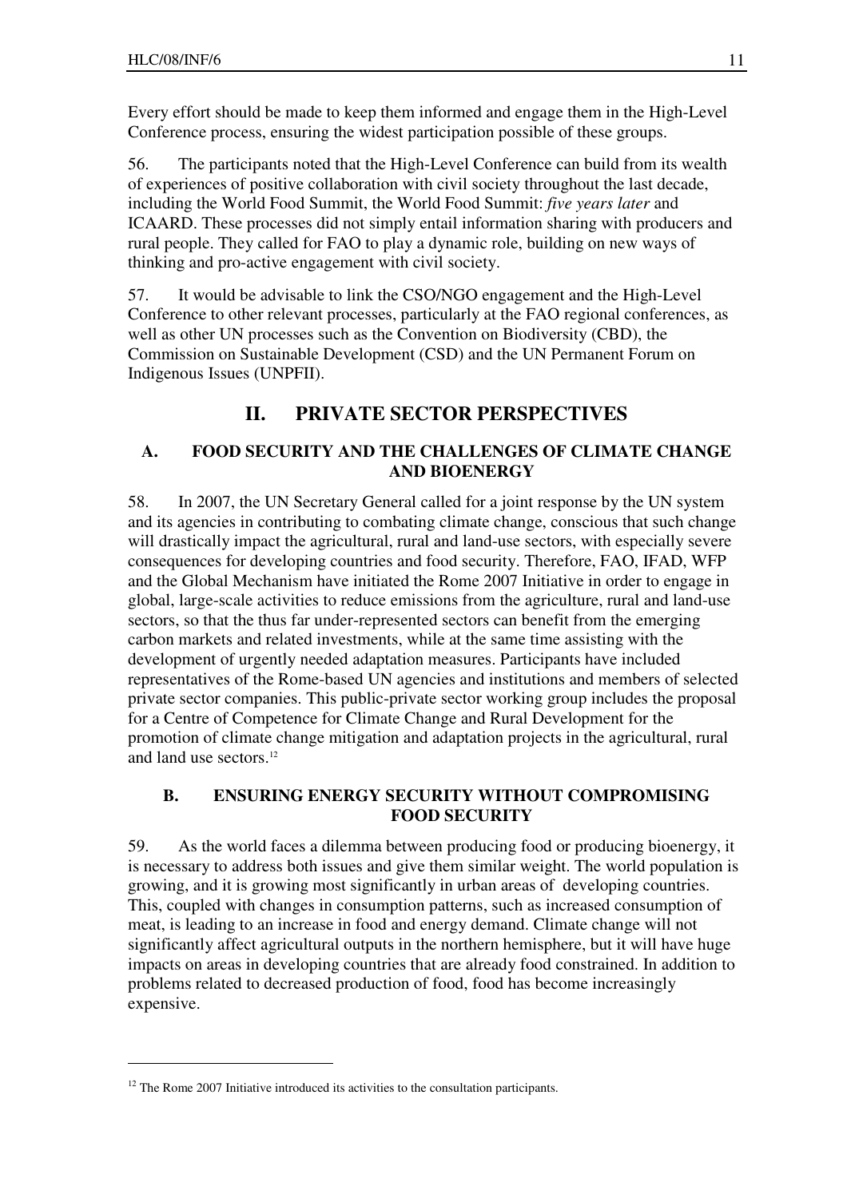Every effort should be made to keep them informed and engage them in the High-Level Conference process, ensuring the widest participation possible of these groups.

56. The participants noted that the High-Level Conference can build from its wealth of experiences of positive collaboration with civil society throughout the last decade, including the World Food Summit, the World Food Summit: *five years later* and ICAARD. These processes did not simply entail information sharing with producers and rural people. They called for FAO to play a dynamic role, building on new ways of thinking and pro-active engagement with civil society.

57. It would be advisable to link the CSO/NGO engagement and the High-Level Conference to other relevant processes, particularly at the FAO regional conferences, as well as other UN processes such as the Convention on Biodiversity (CBD), the Commission on Sustainable Development (CSD) and the UN Permanent Forum on Indigenous Issues (UNPFII).

# II. PRIVATE SECTOR PERSPECTIVES

## A. FOOD SECURITY AND THE CHALLENGES OF CLIMATE CHANGE AND BIOENERGY

58. In 2007, the UN Secretary General called for a joint response by the UN system and its agencies in contributing to combating climate change, conscious that such change will drastically impact the agricultural, rural and land-use sectors, with especially severe consequences for developing countries and food security. Therefore, FAO, IFAD, WFP and the Global Mechanism have initiated the Rome 2007 Initiative in order to engage in global, large-scale activities to reduce emissions from the agriculture, rural and land-use sectors, so that the thus far under-represented sectors can benefit from the emerging carbon markets and related investments, while at the same time assisting with the development of urgently needed adaptation measures. Participants have included representatives of the Rome-based UN agencies and institutions and members of selected private sector companies. This public-private sector working group includes the proposal for a Centre of Competence for Climate Change and Rural Development for the promotion of climate change mitigation and adaptation projects in the agricultural, rural and land use sectors.[12]

## B. ENSURING ENERGY SECURITY WITHOUT COMPROMISING FOOD SECURITY

59. As the world faces a dilemma between producing food or producing bioenergy, it is necessary to address both issues and give them similar weight. The world population is growing, and it is growing most significantly in urban areas of developing countries. This, coupled with changes in consumption patterns, such as increased consumption of meat, is leading to an increase in food and energy demand. Climate change will not significantly affect agricultural outputs in the northern hemisphere, but it will have huge impacts on areas in developing countries that are already food constrained. In addition to problems related to decreased production of food, food has become increasingly expensive.

---

[12] The Rome 2007 Initiative introduced its activities to the consultation participants.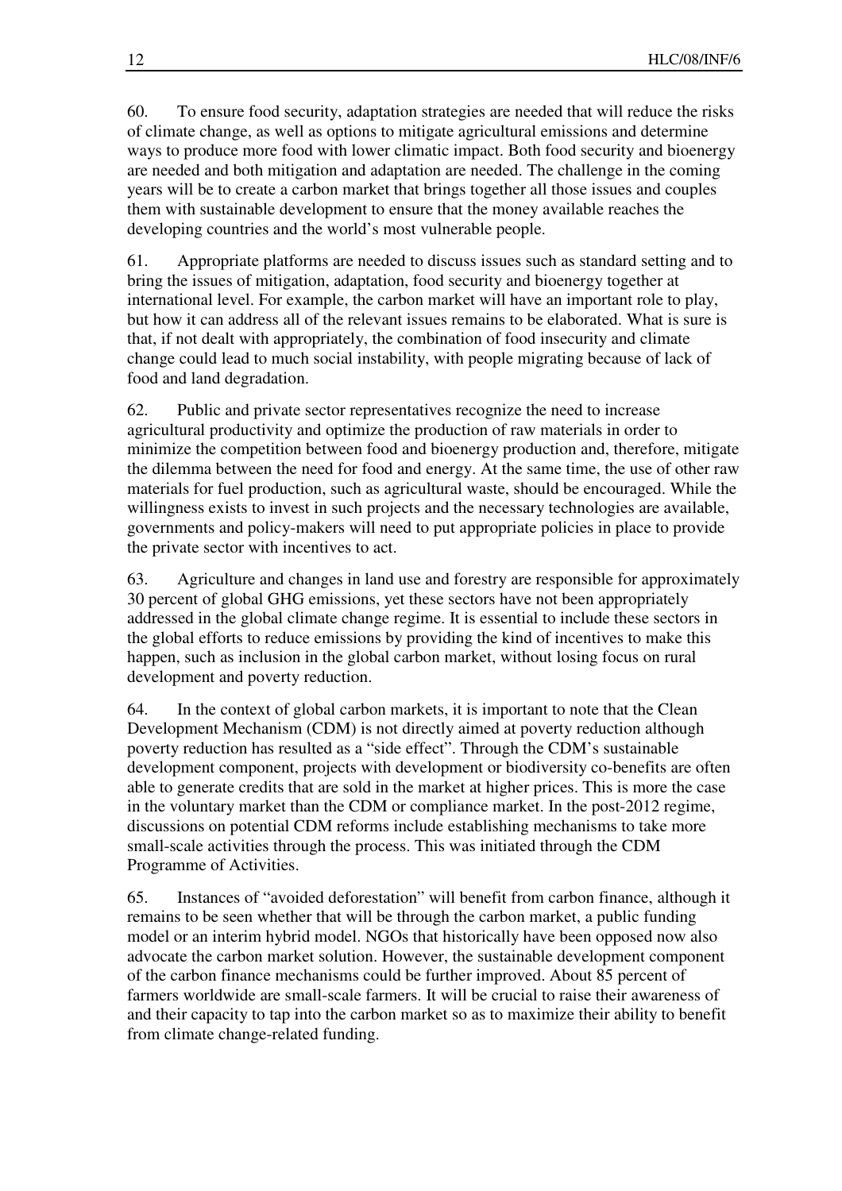60. To ensure food security, adaptation strategies are needed that will reduce the risks of climate change, as well as options to mitigate agricultural emissions and determine ways to produce more food with lower climatic impact. Both food security and bioenergy are needed and both mitigation and adaptation are needed. The challenge in the coming years will be to create a carbon market that brings together all those issues and couples them with sustainable development to ensure that the money available reaches the developing countries and the world's most vulnerable people.

61. Appropriate platforms are needed to discuss issues such as standard setting and to bring the issues of mitigation, adaptation, food security and bioenergy together at international level. For example, the carbon market will have an important role to play, but how it can address all of the relevant issues remains to be elaborated. What is sure is that, if not dealt with appropriately, the combination of food insecurity and climate change could lead to much social instability, with people migrating because of lack of food and land degradation.

62. Public and private sector representatives recognize the need to increase agricultural productivity and optimize the production of raw materials in order to minimize the competition between food and bioenergy production and, therefore, mitigate the dilemma between the need for food and energy. At the same time, the use of other raw materials for fuel production, such as agricultural waste, should be encouraged. While the willingness exists to invest in such projects and the necessary technologies are available, governments and policy-makers will need to put appropriate policies in place to provide the private sector with incentives to act.

63. Agriculture and changes in land use and forestry are responsible for approximately 30 percent of global GHG emissions, yet these sectors have not been appropriately addressed in the global climate change regime. It is essential to include these sectors in the global efforts to reduce emissions by providing the kind of incentives to make this happen, such as inclusion in the global carbon market, without losing focus on rural development and poverty reduction.

64. In the context of global carbon markets, it is important to note that the Clean Development Mechanism (CDM) is not directly aimed at poverty reduction although poverty reduction has resulted as a "side effect". Through the CDM's sustainable development component, projects with development or biodiversity co-benefits are often able to generate credits that are sold in the market at higher prices. This is more the case in the voluntary market than the CDM or compliance market. In the post-2012 regime, discussions on potential CDM reforms include establishing mechanisms to take more small-scale activities through the process. This was initiated through the CDM Programme of Activities.

65. Instances of "avoided deforestation" will benefit from carbon finance, although it remains to be seen whether that will be through the carbon market, a public funding model or an interim hybrid model. NGOs that historically have been opposed now also advocate the carbon market solution. However, the sustainable development component of the carbon finance mechanisms could be further improved. About 85 percent of farmers worldwide are small-scale farmers. It will be crucial to raise their awareness of and their capacity to tap into the carbon market so as to maximize their ability to benefit from climate change-related funding.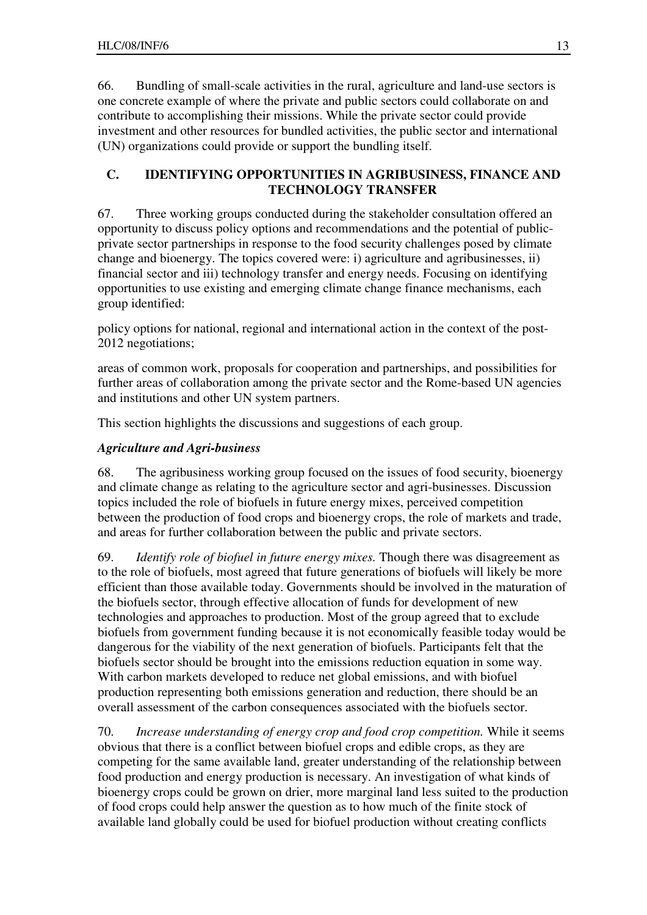66. Bundling of small-scale activities in the rural, agriculture and land-use sectors is one concrete example of where the private and public sectors could collaborate on and contribute to accomplishing their missions. While the private sector could provide investment and other resources for bundled activities, the public sector and international (UN) organizations could provide or support the bundling itself.

## C. IDENTIFYING OPPORTUNITIES IN AGRIBUSINESS, FINANCE AND TECHNOLOGY TRANSFER

67. Three working groups conducted during the stakeholder consultation offered an opportunity to discuss policy options and recommendations and the potential of public-private sector partnerships in response to the food security challenges posed by climate change and bioenergy. The topics covered were: i) agriculture and agribusinesses, ii) financial sector and iii) technology transfer and energy needs. Focusing on identifying opportunities to use existing and emerging climate change finance mechanisms, each group identified:

policy options for national, regional and international action in the context of the post-2012 negotiations;

areas of common work, proposals for cooperation and partnerships, and possibilities for further areas of collaboration among the private sector and the Rome-based UN agencies and institutions and other UN system partners.

This section highlights the discussions and suggestions of each group.

### *Agriculture and Agri-business*

68. The agribusiness working group focused on the issues of food security, bioenergy and climate change as relating to the agriculture sector and agri-businesses. Discussion topics included the role of biofuels in future energy mixes, perceived competition between the production of food crops and bioenergy crops, the role of markets and trade, and areas for further collaboration between the public and private sectors.

69. *Identify role of biofuel in future energy mixes.* Though there was disagreement as to the role of biofuels, most agreed that future generations of biofuels will likely be more efficient than those available today. Governments should be involved in the maturation of the biofuels sector, through effective allocation of funds for development of new technologies and approaches to production. Most of the group agreed that to exclude biofuels from government funding because it is not economically feasible today would be dangerous for the viability of the next generation of biofuels. Participants felt that the biofuels sector should be brought into the emissions reduction equation in some way. With carbon markets developed to reduce net global emissions, and with biofuel production representing both emissions generation and reduction, there should be an overall assessment of the carbon consequences associated with the biofuels sector.

70. *Increase understanding of energy crop and food crop competition.* While it seems obvious that there is a conflict between biofuel crops and edible crops, as they are competing for the same available land, greater understanding of the relationship between food production and energy production is necessary. An investigation of what kinds of bioenergy crops could be grown on drier, more marginal land less suited to the production of food crops could help answer the question as to how much of the finite stock of available land globally could be used for biofuel production without creating conflicts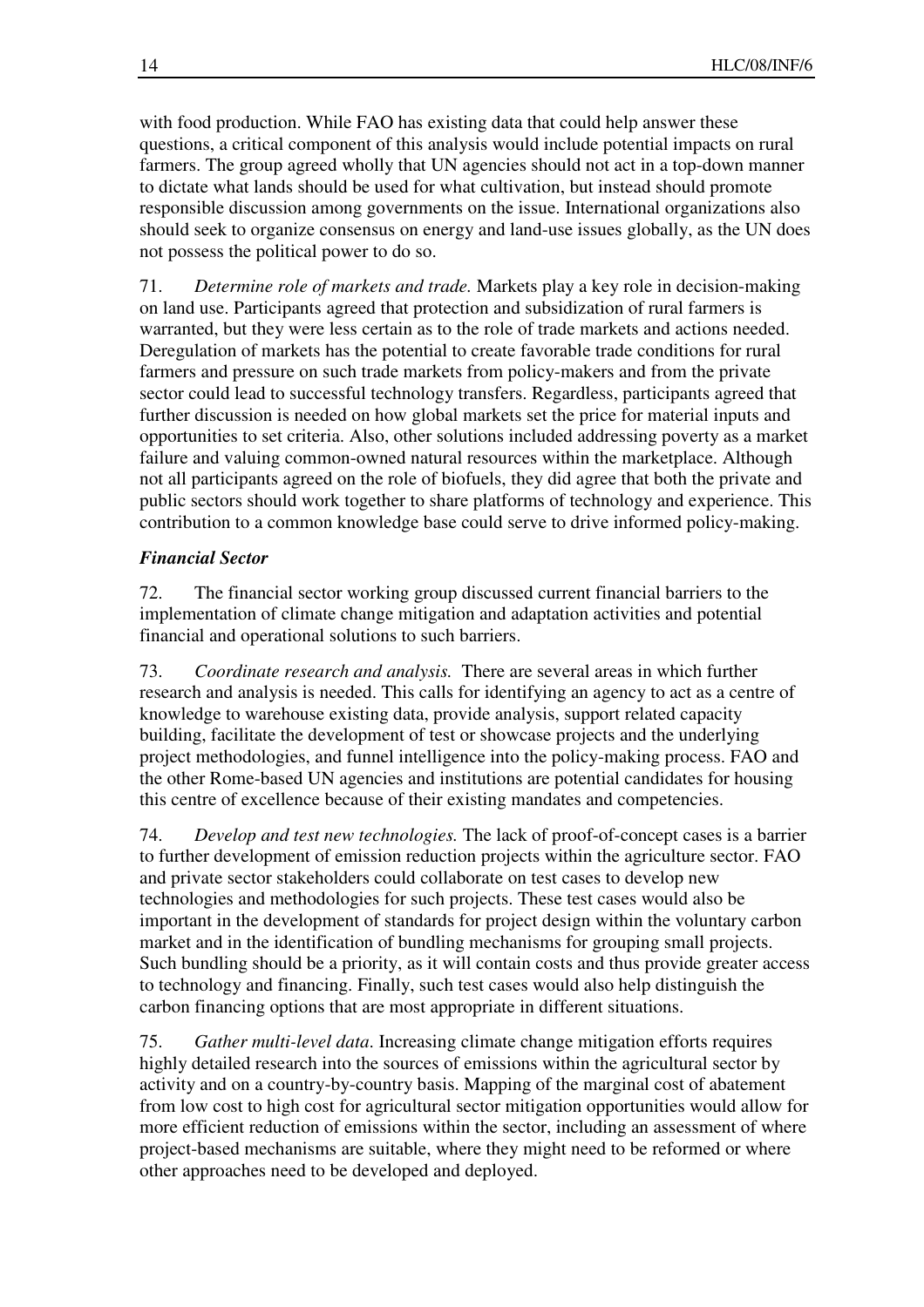with food production. While FAO has existing data that could help answer these questions, a critical component of this analysis would include potential impacts on rural farmers. The group agreed wholly that UN agencies should not act in a top-down manner to dictate what lands should be used for what cultivation, but instead should promote responsible discussion among governments on the issue. International organizations also should seek to organize consensus on energy and land-use issues globally, as the UN does not possess the political power to do so.

71. *Determine role of markets and trade.* Markets play a key role in decision-making on land use. Participants agreed that protection and subsidization of rural farmers is warranted, but they were less certain as to the role of trade markets and actions needed. Deregulation of markets has the potential to create favorable trade conditions for rural farmers and pressure on such trade markets from policy-makers and from the private sector could lead to successful technology transfers. Regardless, participants agreed that further discussion is needed on how global markets set the price for material inputs and opportunities to set criteria. Also, other solutions included addressing poverty as a market failure and valuing common-owned natural resources within the marketplace. Although not all participants agreed on the role of biofuels, they did agree that both the private and public sectors should work together to share platforms of technology and experience. This contribution to a common knowledge base could serve to drive informed policy-making.

### *Financial Sector*

72. The financial sector working group discussed current financial barriers to the implementation of climate change mitigation and adaptation activities and potential financial and operational solutions to such barriers.

73. *Coordinate research and analysis.* There are several areas in which further research and analysis is needed. This calls for identifying an agency to act as a centre of knowledge to warehouse existing data, provide analysis, support related capacity building, facilitate the development of test or showcase projects and the underlying project methodologies, and funnel intelligence into the policy-making process. FAO and the other Rome-based UN agencies and institutions are potential candidates for housing this centre of excellence because of their existing mandates and competencies.

74. *Develop and test new technologies.* The lack of proof-of-concept cases is a barrier to further development of emission reduction projects within the agriculture sector. FAO and private sector stakeholders could collaborate on test cases to develop new technologies and methodologies for such projects. These test cases would also be important in the development of standards for project design within the voluntary carbon market and in the identification of bundling mechanisms for grouping small projects. Such bundling should be a priority, as it will contain costs and thus provide greater access to technology and financing. Finally, such test cases would also help distinguish the carbon financing options that are most appropriate in different situations.

75. *Gather multi-level data*. Increasing climate change mitigation efforts requires highly detailed research into the sources of emissions within the agricultural sector by activity and on a country-by-country basis. Mapping of the marginal cost of abatement from low cost to high cost for agricultural sector mitigation opportunities would allow for more efficient reduction of emissions within the sector, including an assessment of where project-based mechanisms are suitable, where they might need to be reformed or where other approaches need to be developed and deployed.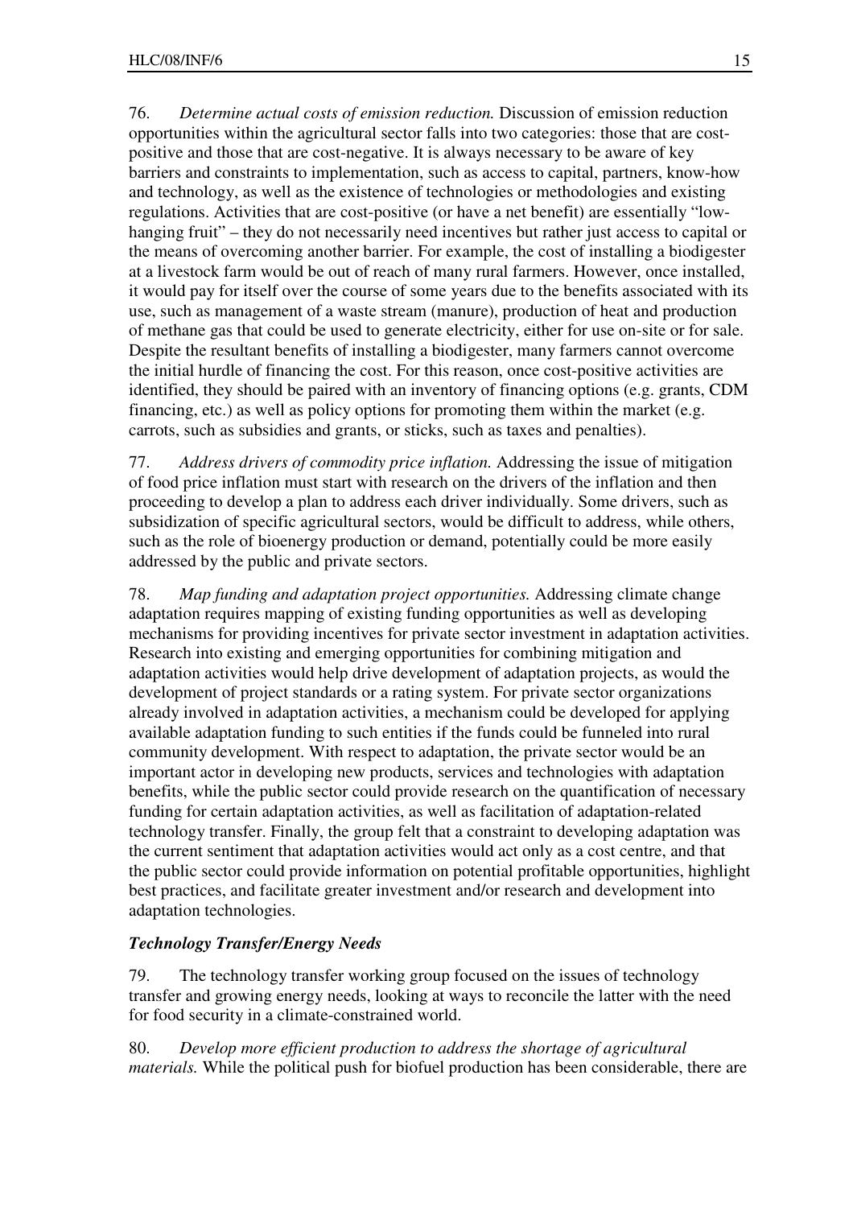76. *Determine actual costs of emission reduction.* Discussion of emission reduction opportunities within the agricultural sector falls into two categories: those that are cost-positive and those that are cost-negative. It is always necessary to be aware of key barriers and constraints to implementation, such as access to capital, partners, know-how and technology, as well as the existence of technologies or methodologies and existing regulations. Activities that are cost-positive (or have a net benefit) are essentially "low-hanging fruit" – they do not necessarily need incentives but rather just access to capital or the means of overcoming another barrier. For example, the cost of installing a biodigester at a livestock farm would be out of reach of many rural farmers. However, once installed, it would pay for itself over the course of some years due to the benefits associated with its use, such as management of a waste stream (manure), production of heat and production of methane gas that could be used to generate electricity, either for use on-site or for sale. Despite the resultant benefits of installing a biodigester, many farmers cannot overcome the initial hurdle of financing the cost. For this reason, once cost-positive activities are identified, they should be paired with an inventory of financing options (e.g. grants, CDM financing, etc.) as well as policy options for promoting them within the market (e.g. carrots, such as subsidies and grants, or sticks, such as taxes and penalties).

77. *Address drivers of commodity price inflation.* Addressing the issue of mitigation of food price inflation must start with research on the drivers of the inflation and then proceeding to develop a plan to address each driver individually. Some drivers, such as subsidization of specific agricultural sectors, would be difficult to address, while others, such as the role of bioenergy production or demand, potentially could be more easily addressed by the public and private sectors.

78. *Map funding and adaptation project opportunities.* Addressing climate change adaptation requires mapping of existing funding opportunities as well as developing mechanisms for providing incentives for private sector investment in adaptation activities. Research into existing and emerging opportunities for combining mitigation and adaptation activities would help drive development of adaptation projects, as would the development of project standards or a rating system. For private sector organizations already involved in adaptation activities, a mechanism could be developed for applying available adaptation funding to such entities if the funds could be funneled into rural community development. With respect to adaptation, the private sector would be an important actor in developing new products, services and technologies with adaptation benefits, while the public sector could provide research on the quantification of necessary funding for certain adaptation activities, as well as facilitation of adaptation-related technology transfer. Finally, the group felt that a constraint to developing adaptation was the current sentiment that adaptation activities would act only as a cost centre, and that the public sector could provide information on potential profitable opportunities, highlight best practices, and facilitate greater investment and/or research and development into adaptation technologies.

***Technology Transfer/Energy Needs***

79. The technology transfer working group focused on the issues of technology transfer and growing energy needs, looking at ways to reconcile the latter with the need for food security in a climate-constrained world.

80. *Develop more efficient production to address the shortage of agricultural materials.* While the political push for biofuel production has been considerable, there are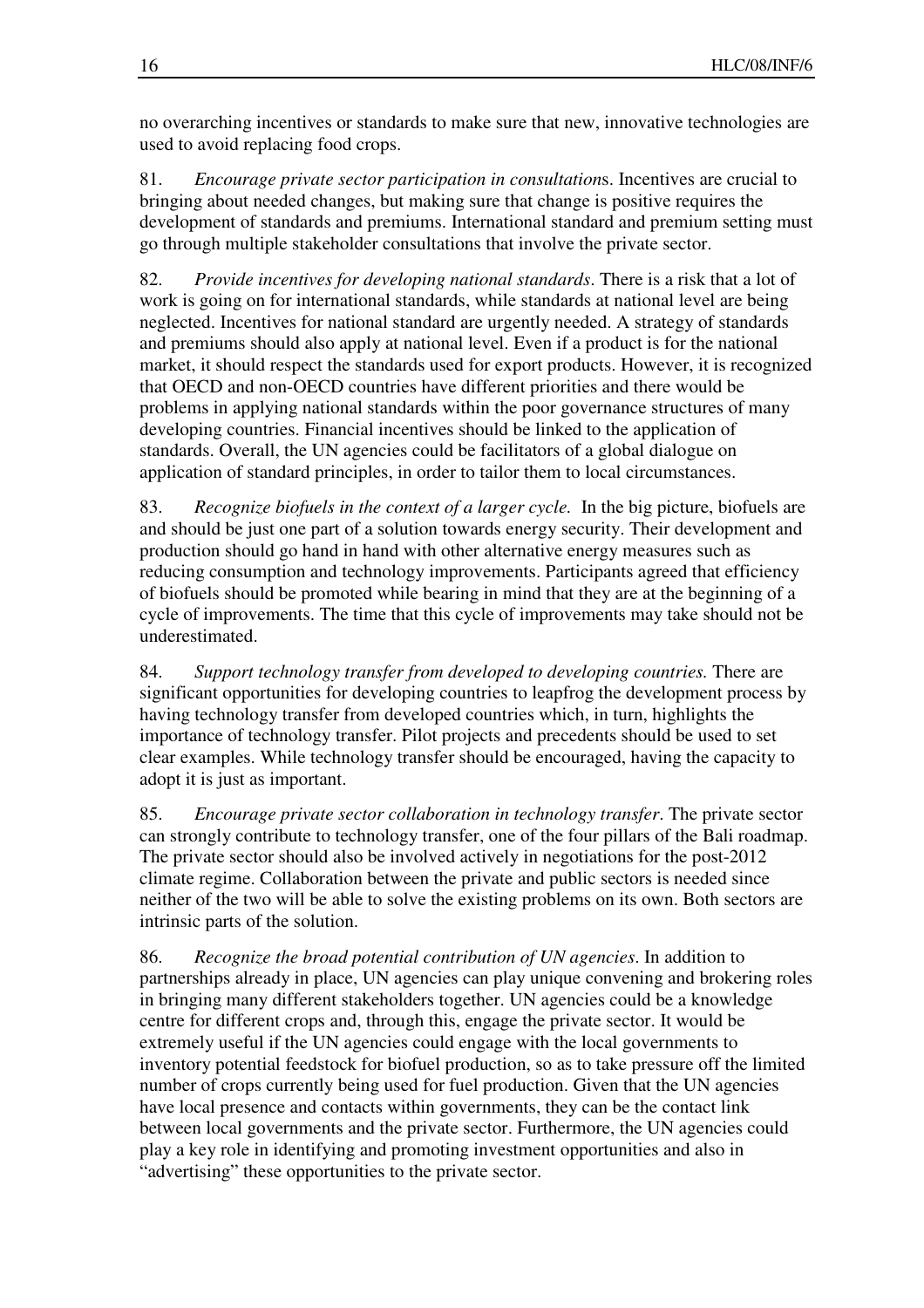no overarching incentives or standards to make sure that new, innovative technologies are used to avoid replacing food crops.

81. *Encourage private sector participation in consultations*. Incentives are crucial to bringing about needed changes, but making sure that change is positive requires the development of standards and premiums. International standard and premium setting must go through multiple stakeholder consultations that involve the private sector.

82. *Provide incentives for developing national standards*. There is a risk that a lot of work is going on for international standards, while standards at national level are being neglected. Incentives for national standard are urgently needed. A strategy of standards and premiums should also apply at national level. Even if a product is for the national market, it should respect the standards used for export products. However, it is recognized that OECD and non-OECD countries have different priorities and there would be problems in applying national standards within the poor governance structures of many developing countries. Financial incentives should be linked to the application of standards. Overall, the UN agencies could be facilitators of a global dialogue on application of standard principles, in order to tailor them to local circumstances.

83. *Recognize biofuels in the context of a larger cycle.* In the big picture, biofuels are and should be just one part of a solution towards energy security. Their development and production should go hand in hand with other alternative energy measures such as reducing consumption and technology improvements. Participants agreed that efficiency of biofuels should be promoted while bearing in mind that they are at the beginning of a cycle of improvements. The time that this cycle of improvements may take should not be underestimated.

84. *Support technology transfer from developed to developing countries.* There are significant opportunities for developing countries to leapfrog the development process by having technology transfer from developed countries which, in turn, highlights the importance of technology transfer. Pilot projects and precedents should be used to set clear examples. While technology transfer should be encouraged, having the capacity to adopt it is just as important.

85. *Encourage private sector collaboration in technology transfer*. The private sector can strongly contribute to technology transfer, one of the four pillars of the Bali roadmap. The private sector should also be involved actively in negotiations for the post-2012 climate regime. Collaboration between the private and public sectors is needed since neither of the two will be able to solve the existing problems on its own. Both sectors are intrinsic parts of the solution.

86. *Recognize the broad potential contribution of UN agencies*. In addition to partnerships already in place, UN agencies can play unique convening and brokering roles in bringing many different stakeholders together. UN agencies could be a knowledge centre for different crops and, through this, engage the private sector. It would be extremely useful if the UN agencies could engage with the local governments to inventory potential feedstock for biofuel production, so as to take pressure off the limited number of crops currently being used for fuel production. Given that the UN agencies have local presence and contacts within governments, they can be the contact link between local governments and the private sector. Furthermore, the UN agencies could play a key role in identifying and promoting investment opportunities and also in "advertising" these opportunities to the private sector.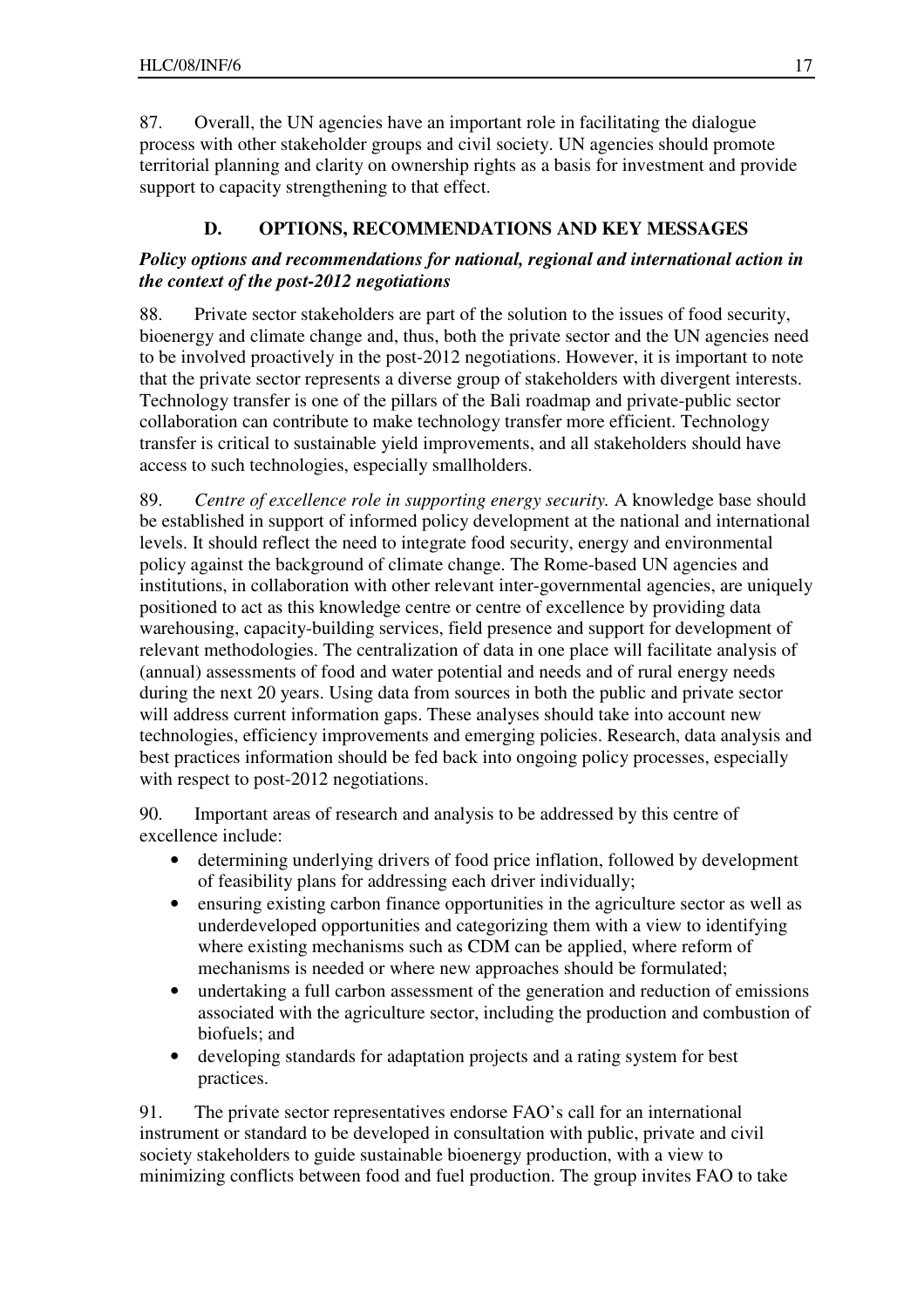87. Overall, the UN agencies have an important role in facilitating the dialogue process with other stakeholder groups and civil society. UN agencies should promote territorial planning and clarity on ownership rights as a basis for investment and provide support to capacity strengthening to that effect.

## D. OPTIONS, RECOMMENDATIONS AND KEY MESSAGES

***Policy options and recommendations for national, regional and international action in the context of the post-2012 negotiations***

88. Private sector stakeholders are part of the solution to the issues of food security, bioenergy and climate change and, thus, both the private sector and the UN agencies need to be involved proactively in the post-2012 negotiations. However, it is important to note that the private sector represents a diverse group of stakeholders with divergent interests. Technology transfer is one of the pillars of the Bali roadmap and private-public sector collaboration can contribute to make technology transfer more efficient. Technology transfer is critical to sustainable yield improvements, and all stakeholders should have access to such technologies, especially smallholders.

89. *Centre of excellence role in supporting energy security.* A knowledge base should be established in support of informed policy development at the national and international levels. It should reflect the need to integrate food security, energy and environmental policy against the background of climate change. The Rome-based UN agencies and institutions, in collaboration with other relevant inter-governmental agencies, are uniquely positioned to act as this knowledge centre or centre of excellence by providing data warehousing, capacity-building services, field presence and support for development of relevant methodologies. The centralization of data in one place will facilitate analysis of (annual) assessments of food and water potential and needs and of rural energy needs during the next 20 years. Using data from sources in both the public and private sector will address current information gaps. These analyses should take into account new technologies, efficiency improvements and emerging policies. Research, data analysis and best practices information should be fed back into ongoing policy processes, especially with respect to post-2012 negotiations.

90. Important areas of research and analysis to be addressed by this centre of excellence include:

- determining underlying drivers of food price inflation, followed by development of feasibility plans for addressing each driver individually;
- ensuring existing carbon finance opportunities in the agriculture sector as well as underdeveloped opportunities and categorizing them with a view to identifying where existing mechanisms such as CDM can be applied, where reform of mechanisms is needed or where new approaches should be formulated;
- undertaking a full carbon assessment of the generation and reduction of emissions associated with the agriculture sector, including the production and combustion of biofuels; and
- developing standards for adaptation projects and a rating system for best practices.

91. The private sector representatives endorse FAO's call for an international instrument or standard to be developed in consultation with public, private and civil society stakeholders to guide sustainable bioenergy production, with a view to minimizing conflicts between food and fuel production. The group invites FAO to take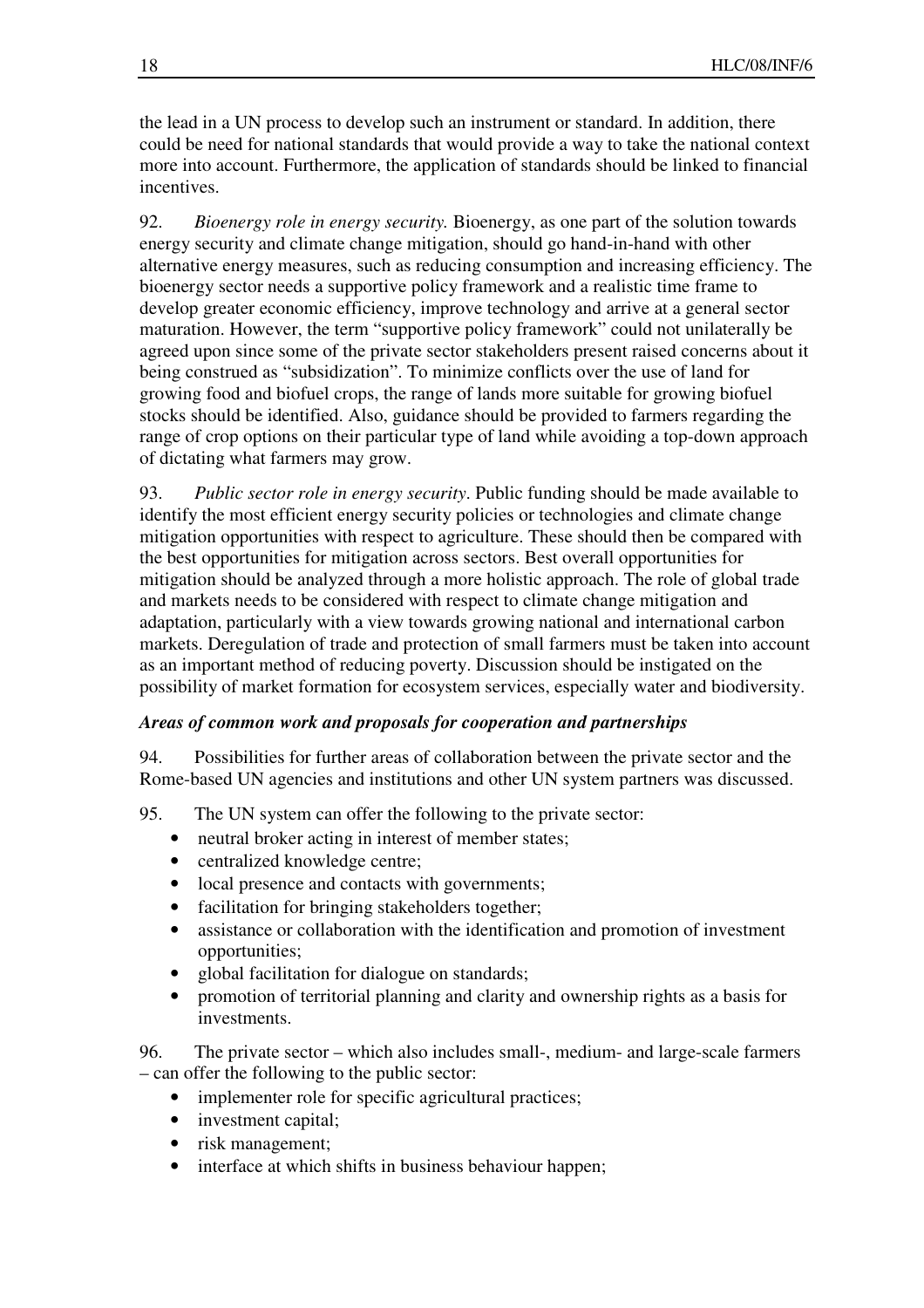the lead in a UN process to develop such an instrument or standard. In addition, there could be need for national standards that would provide a way to take the national context more into account. Furthermore, the application of standards should be linked to financial incentives.

92. *Bioenergy role in energy security.* Bioenergy, as one part of the solution towards energy security and climate change mitigation, should go hand-in-hand with other alternative energy measures, such as reducing consumption and increasing efficiency. The bioenergy sector needs a supportive policy framework and a realistic time frame to develop greater economic efficiency, improve technology and arrive at a general sector maturation. However, the term "supportive policy framework" could not unilaterally be agreed upon since some of the private sector stakeholders present raised concerns about it being construed as "subsidization". To minimize conflicts over the use of land for growing food and biofuel crops, the range of lands more suitable for growing biofuel stocks should be identified. Also, guidance should be provided to farmers regarding the range of crop options on their particular type of land while avoiding a top-down approach of dictating what farmers may grow.

93. *Public sector role in energy security*. Public funding should be made available to identify the most efficient energy security policies or technologies and climate change mitigation opportunities with respect to agriculture. These should then be compared with the best opportunities for mitigation across sectors. Best overall opportunities for mitigation should be analyzed through a more holistic approach. The role of global trade and markets needs to be considered with respect to climate change mitigation and adaptation, particularly with a view towards growing national and international carbon markets. Deregulation of trade and protection of small farmers must be taken into account as an important method of reducing poverty. Discussion should be instigated on the possibility of market formation for ecosystem services, especially water and biodiversity.

***Areas of common work and proposals for cooperation and partnerships***

94. Possibilities for further areas of collaboration between the private sector and the Rome-based UN agencies and institutions and other UN system partners was discussed.

95. The UN system can offer the following to the private sector:

- neutral broker acting in interest of member states;
- centralized knowledge centre;
- local presence and contacts with governments;
- facilitation for bringing stakeholders together;
- assistance or collaboration with the identification and promotion of investment opportunities;
- global facilitation for dialogue on standards;
- promotion of territorial planning and clarity and ownership rights as a basis for investments.

96. The private sector – which also includes small-, medium- and large-scale farmers – can offer the following to the public sector:

- implementer role for specific agricultural practices;
- investment capital;
- risk management;
- interface at which shifts in business behaviour happen;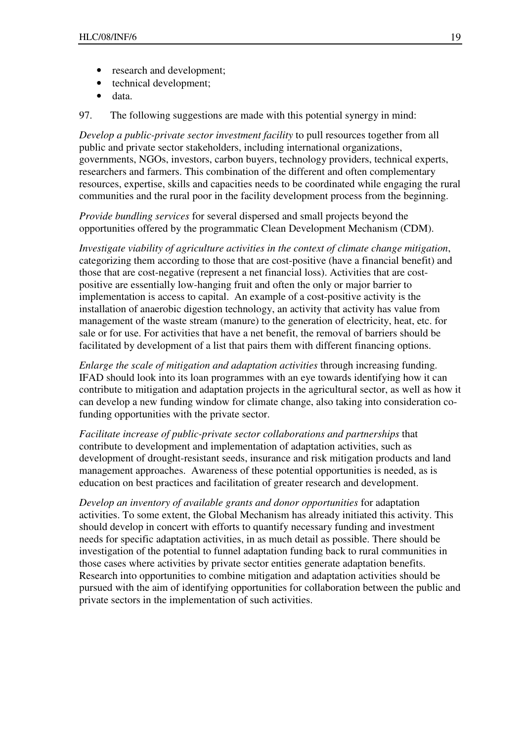- research and development;
- technical development;
- data.

97. The following suggestions are made with this potential synergy in mind:

*Develop a public-private sector investment facility* to pull resources together from all public and private sector stakeholders, including international organizations, governments, NGOs, investors, carbon buyers, technology providers, technical experts, researchers and farmers. This combination of the different and often complementary resources, expertise, skills and capacities needs to be coordinated while engaging the rural communities and the rural poor in the facility development process from the beginning.

*Provide bundling services* for several dispersed and small projects beyond the opportunities offered by the programmatic Clean Development Mechanism (CDM).

*Investigate viability of agriculture activities in the context of climate change mitigation*, categorizing them according to those that are cost-positive (have a financial benefit) and those that are cost-negative (represent a net financial loss). Activities that are cost-positive are essentially low-hanging fruit and often the only or major barrier to implementation is access to capital. An example of a cost-positive activity is the installation of anaerobic digestion technology, an activity that activity has value from management of the waste stream (manure) to the generation of electricity, heat, etc. for sale or for use. For activities that have a net benefit, the removal of barriers should be facilitated by development of a list that pairs them with different financing options.

*Enlarge the scale of mitigation and adaptation activities* through increasing funding. IFAD should look into its loan programmes with an eye towards identifying how it can contribute to mitigation and adaptation projects in the agricultural sector, as well as how it can develop a new funding window for climate change, also taking into consideration co-funding opportunities with the private sector.

*Facilitate increase of public-private sector collaborations and partnerships* that contribute to development and implementation of adaptation activities, such as development of drought-resistant seeds, insurance and risk mitigation products and land management approaches. Awareness of these potential opportunities is needed, as is education on best practices and facilitation of greater research and development.

*Develop an inventory of available grants and donor opportunities* for adaptation activities. To some extent, the Global Mechanism has already initiated this activity. This should develop in concert with efforts to quantify necessary funding and investment needs for specific adaptation activities, in as much detail as possible. There should be investigation of the potential to funnel adaptation funding back to rural communities in those cases where activities by private sector entities generate adaptation benefits. Research into opportunities to combine mitigation and adaptation activities should be pursued with the aim of identifying opportunities for collaboration between the public and private sectors in the implementation of such activities.